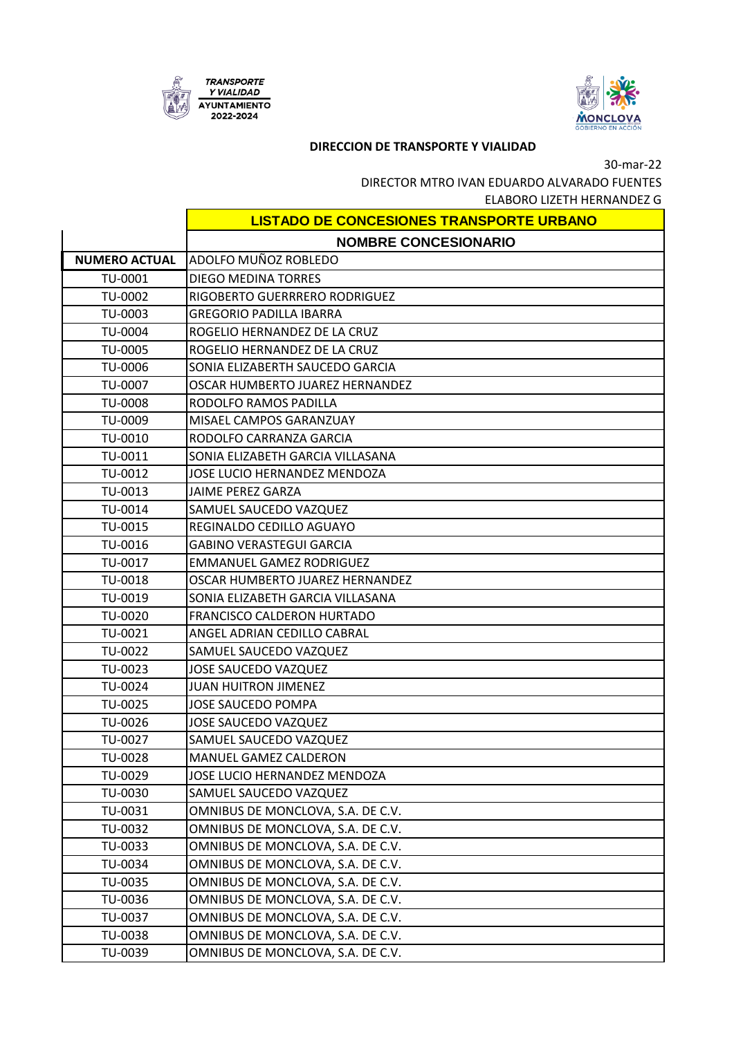TRANSPORTE Y VIALIDAD
AYUNTAMIENTO 2022-2024

MONCLOVA GOBIERNO EN ACCIÓN

**DIRECCION DE TRANSPORTE Y VIALIDAD**

30-mar-22

DIRECTOR MTRO IVAN EDUARDO ALVARADO FUENTES

ELABORO LIZETH HERNANDEZ G

| | LISTADO DE CONCESIONES TRANSPORTE URBANO |
|---|---|
| | **NOMBRE CONCESIONARIO** |
| **NUMERO ACTUAL** | ADOLFO MUÑOZ ROBLEDO |
| TU-0001 | DIEGO MEDINA TORRES |
| TU-0002 | RIGOBERTO GUERRRERO RODRIGUEZ |
| TU-0003 | GREGORIO PADILLA IBARRA |
| TU-0004 | ROGELIO HERNANDEZ DE LA CRUZ |
| TU-0005 | ROGELIO HERNANDEZ DE LA CRUZ |
| TU-0006 | SONIA ELIZABERTH SAUCEDO GARCIA |
| TU-0007 | OSCAR HUMBERTO JUAREZ HERNANDEZ |
| TU-0008 | RODOLFO RAMOS PADILLA |
| TU-0009 | MISAEL CAMPOS GARANZUAY |
| TU-0010 | RODOLFO CARRANZA GARCIA |
| TU-0011 | SONIA ELIZABETH GARCIA VILLASANA |
| TU-0012 | JOSE LUCIO HERNANDEZ MENDOZA |
| TU-0013 | JAIME PEREZ GARZA |
| TU-0014 | SAMUEL SAUCEDO VAZQUEZ |
| TU-0015 | REGINALDO CEDILLO AGUAYO |
| TU-0016 | GABINO VERASTEGUI GARCIA |
| TU-0017 | EMMANUEL GAMEZ RODRIGUEZ |
| TU-0018 | OSCAR HUMBERTO JUAREZ HERNANDEZ |
| TU-0019 | SONIA ELIZABETH GARCIA VILLASANA |
| TU-0020 | FRANCISCO CALDERON HURTADO |
| TU-0021 | ANGEL ADRIAN CEDILLO CABRAL |
| TU-0022 | SAMUEL SAUCEDO VAZQUEZ |
| TU-0023 | JOSE SAUCEDO VAZQUEZ |
| TU-0024 | JUAN HUITRON JIMENEZ |
| TU-0025 | JOSE SAUCEDO POMPA |
| TU-0026 | JOSE SAUCEDO VAZQUEZ |
| TU-0027 | SAMUEL SAUCEDO VAZQUEZ |
| TU-0028 | MANUEL GAMEZ CALDERON |
| TU-0029 | JOSE LUCIO HERNANDEZ MENDOZA |
| TU-0030 | SAMUEL SAUCEDO VAZQUEZ |
| TU-0031 | OMNIBUS DE MONCLOVA, S.A. DE C.V. |
| TU-0032 | OMNIBUS DE MONCLOVA, S.A. DE C.V. |
| TU-0033 | OMNIBUS DE MONCLOVA, S.A. DE C.V. |
| TU-0034 | OMNIBUS DE MONCLOVA, S.A. DE C.V. |
| TU-0035 | OMNIBUS DE MONCLOVA, S.A. DE C.V. |
| TU-0036 | OMNIBUS DE MONCLOVA, S.A. DE C.V. |
| TU-0037 | OMNIBUS DE MONCLOVA, S.A. DE C.V. |
| TU-0038 | OMNIBUS DE MONCLOVA, S.A. DE C.V. |
| TU-0039 | OMNIBUS DE MONCLOVA, S.A. DE C.V. |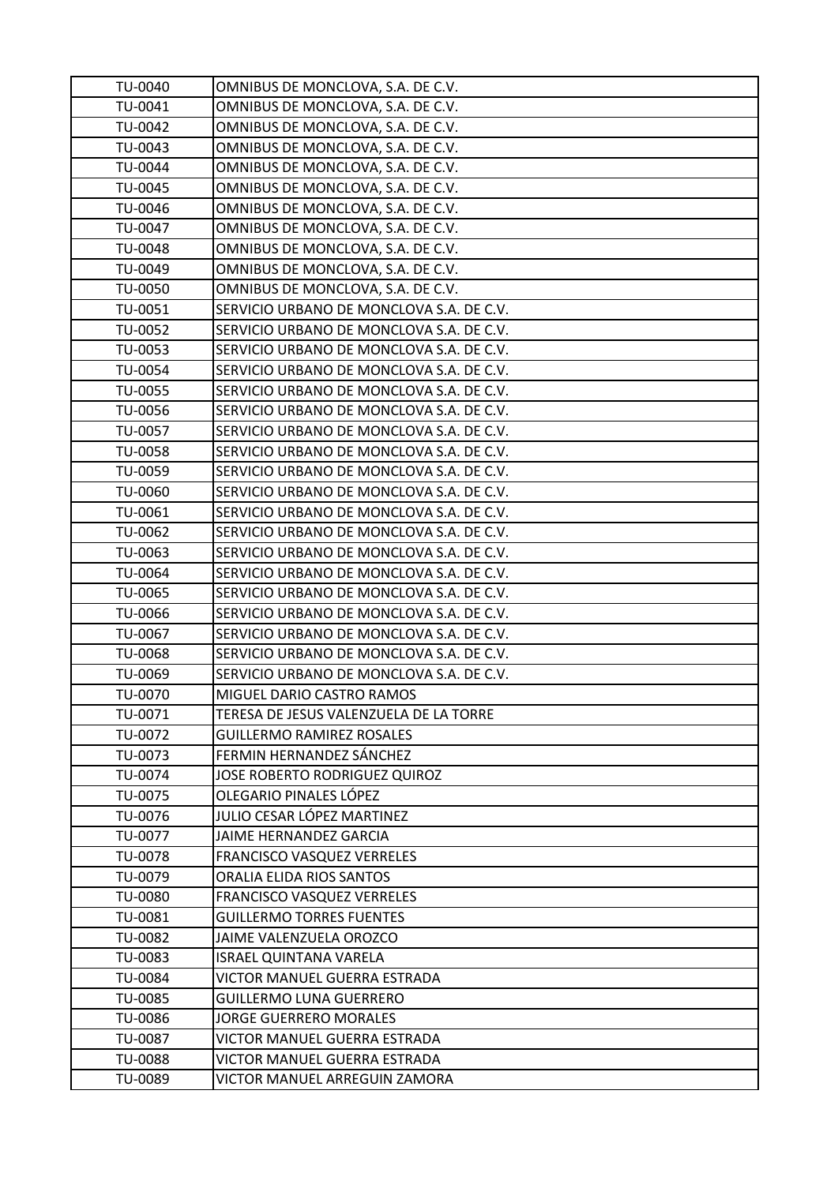| TU-0040 | OMNIBUS DE MONCLOVA, S.A. DE C.V. |
|---|---|
| TU-0041 | OMNIBUS DE MONCLOVA, S.A. DE C.V. |
| TU-0042 | OMNIBUS DE MONCLOVA, S.A. DE C.V. |
| TU-0043 | OMNIBUS DE MONCLOVA, S.A. DE C.V. |
| TU-0044 | OMNIBUS DE MONCLOVA, S.A. DE C.V. |
| TU-0045 | OMNIBUS DE MONCLOVA, S.A. DE C.V. |
| TU-0046 | OMNIBUS DE MONCLOVA, S.A. DE C.V. |
| TU-0047 | OMNIBUS DE MONCLOVA, S.A. DE C.V. |
| TU-0048 | OMNIBUS DE MONCLOVA, S.A. DE C.V. |
| TU-0049 | OMNIBUS DE MONCLOVA, S.A. DE C.V. |
| TU-0050 | OMNIBUS DE MONCLOVA, S.A. DE C.V. |
| TU-0051 | SERVICIO URBANO DE MONCLOVA S.A. DE C.V. |
| TU-0052 | SERVICIO URBANO DE MONCLOVA S.A. DE C.V. |
| TU-0053 | SERVICIO URBANO DE MONCLOVA S.A. DE C.V. |
| TU-0054 | SERVICIO URBANO DE MONCLOVA S.A. DE C.V. |
| TU-0055 | SERVICIO URBANO DE MONCLOVA S.A. DE C.V. |
| TU-0056 | SERVICIO URBANO DE MONCLOVA S.A. DE C.V. |
| TU-0057 | SERVICIO URBANO DE MONCLOVA S.A. DE C.V. |
| TU-0058 | SERVICIO URBANO DE MONCLOVA S.A. DE C.V. |
| TU-0059 | SERVICIO URBANO DE MONCLOVA S.A. DE C.V. |
| TU-0060 | SERVICIO URBANO DE MONCLOVA S.A. DE C.V. |
| TU-0061 | SERVICIO URBANO DE MONCLOVA S.A. DE C.V. |
| TU-0062 | SERVICIO URBANO DE MONCLOVA S.A. DE C.V. |
| TU-0063 | SERVICIO URBANO DE MONCLOVA S.A. DE C.V. |
| TU-0064 | SERVICIO URBANO DE MONCLOVA S.A. DE C.V. |
| TU-0065 | SERVICIO URBANO DE MONCLOVA S.A. DE C.V. |
| TU-0066 | SERVICIO URBANO DE MONCLOVA S.A. DE C.V. |
| TU-0067 | SERVICIO URBANO DE MONCLOVA S.A. DE C.V. |
| TU-0068 | SERVICIO URBANO DE MONCLOVA S.A. DE C.V. |
| TU-0069 | SERVICIO URBANO DE MONCLOVA S.A. DE C.V. |
| TU-0070 | MIGUEL DARIO CASTRO RAMOS |
| TU-0071 | TERESA DE JESUS VALENZUELA DE LA TORRE |
| TU-0072 | GUILLERMO RAMIREZ ROSALES |
| TU-0073 | FERMIN HERNANDEZ SÁNCHEZ |
| TU-0074 | JOSE ROBERTO RODRIGUEZ QUIROZ |
| TU-0075 | OLEGARIO PINALES LÓPEZ |
| TU-0076 | JULIO CESAR LÓPEZ MARTINEZ |
| TU-0077 | JAIME HERNANDEZ GARCIA |
| TU-0078 | FRANCISCO VASQUEZ VERRELES |
| TU-0079 | ORALIA ELIDA RIOS SANTOS |
| TU-0080 | FRANCISCO VASQUEZ VERRELES |
| TU-0081 | GUILLERMO TORRES FUENTES |
| TU-0082 | JAIME VALENZUELA OROZCO |
| TU-0083 | ISRAEL QUINTANA VARELA |
| TU-0084 | VICTOR MANUEL GUERRA ESTRADA |
| TU-0085 | GUILLERMO LUNA GUERRERO |
| TU-0086 | JORGE GUERRERO MORALES |
| TU-0087 | VICTOR MANUEL GUERRA ESTRADA |
| TU-0088 | VICTOR MANUEL GUERRA ESTRADA |
| TU-0089 | VICTOR MANUEL ARREGUIN ZAMORA |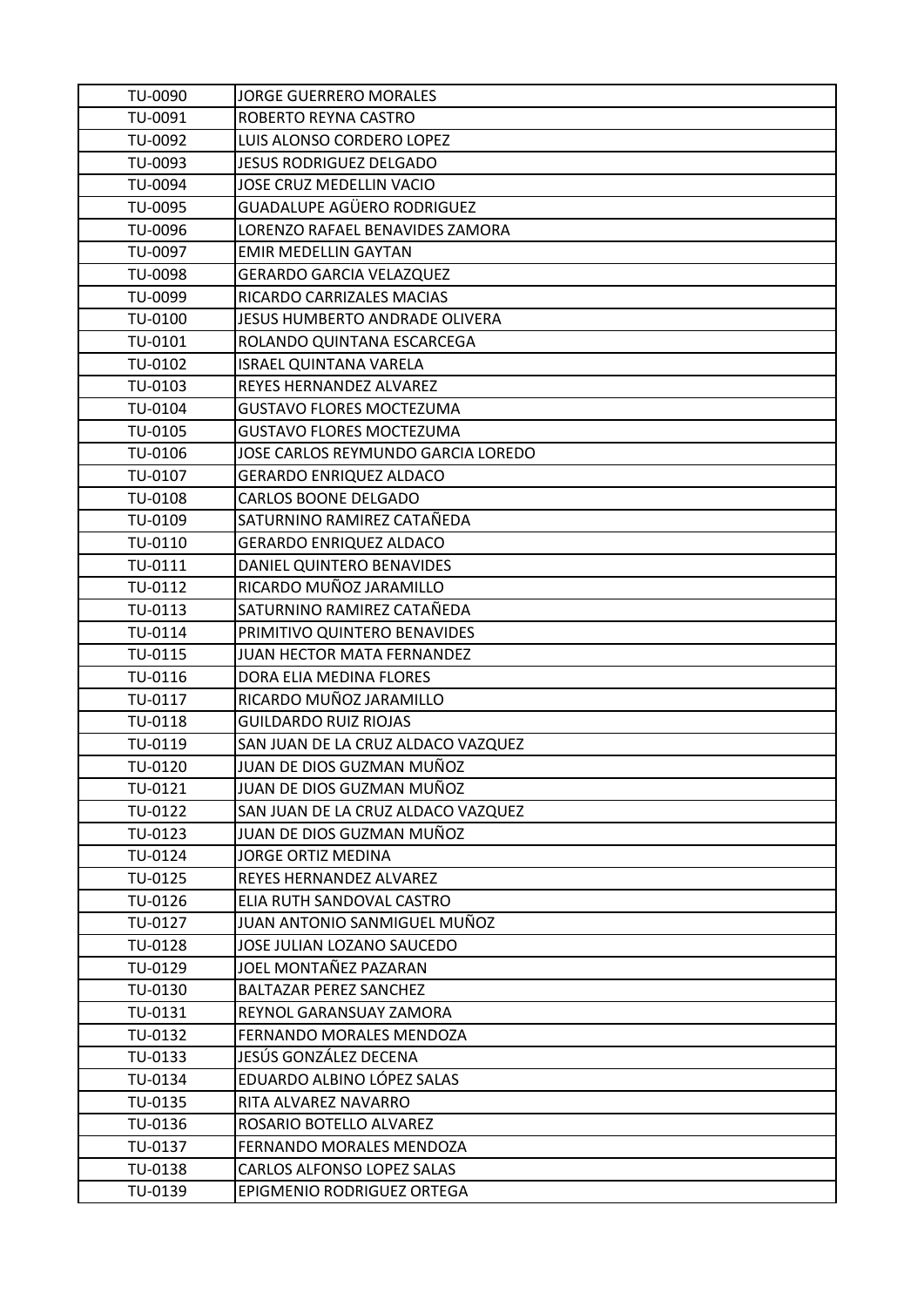| | |
|---|---|
| TU-0090 | JORGE GUERRERO MORALES |
| TU-0091 | ROBERTO REYNA CASTRO |
| TU-0092 | LUIS ALONSO CORDERO LOPEZ |
| TU-0093 | JESUS RODRIGUEZ DELGADO |
| TU-0094 | JOSE CRUZ MEDELLIN VACIO |
| TU-0095 | GUADALUPE AGÜERO RODRIGUEZ |
| TU-0096 | LORENZO RAFAEL BENAVIDES ZAMORA |
| TU-0097 | EMIR MEDELLIN GAYTAN |
| TU-0098 | GERARDO GARCIA VELAZQUEZ |
| TU-0099 | RICARDO CARRIZALES MACIAS |
| TU-0100 | JESUS HUMBERTO ANDRADE OLIVERA |
| TU-0101 | ROLANDO QUINTANA ESCARCEGA |
| TU-0102 | ISRAEL QUINTANA VARELA |
| TU-0103 | REYES HERNANDEZ ALVAREZ |
| TU-0104 | GUSTAVO FLORES MOCTEZUMA |
| TU-0105 | GUSTAVO FLORES MOCTEZUMA |
| TU-0106 | JOSE CARLOS REYMUNDO GARCIA LOREDO |
| TU-0107 | GERARDO ENRIQUEZ ALDACO |
| TU-0108 | CARLOS BOONE DELGADO |
| TU-0109 | SATURNINO RAMIREZ CATAÑEDA |
| TU-0110 | GERARDO ENRIQUEZ ALDACO |
| TU-0111 | DANIEL QUINTERO BENAVIDES |
| TU-0112 | RICARDO MUÑOZ JARAMILLO |
| TU-0113 | SATURNINO RAMIREZ CATAÑEDA |
| TU-0114 | PRIMITIVO QUINTERO BENAVIDES |
| TU-0115 | JUAN HECTOR MATA FERNANDEZ |
| TU-0116 | DORA ELIA MEDINA FLORES |
| TU-0117 | RICARDO MUÑOZ JARAMILLO |
| TU-0118 | GUILDARDO RUIZ RIOJAS |
| TU-0119 | SAN JUAN DE LA CRUZ ALDACO VAZQUEZ |
| TU-0120 | JUAN DE DIOS GUZMAN MUÑOZ |
| TU-0121 | JUAN DE DIOS GUZMAN MUÑOZ |
| TU-0122 | SAN JUAN DE LA CRUZ ALDACO VAZQUEZ |
| TU-0123 | JUAN DE DIOS GUZMAN MUÑOZ |
| TU-0124 | JORGE ORTIZ MEDINA |
| TU-0125 | REYES HERNANDEZ ALVAREZ |
| TU-0126 | ELIA RUTH SANDOVAL CASTRO |
| TU-0127 | JUAN ANTONIO SANMIGUEL MUÑOZ |
| TU-0128 | JOSE JULIAN LOZANO SAUCEDO |
| TU-0129 | JOEL MONTAÑEZ PAZARAN |
| TU-0130 | BALTAZAR PEREZ SANCHEZ |
| TU-0131 | REYNOL GARANSUAY ZAMORA |
| TU-0132 | FERNANDO MORALES MENDOZA |
| TU-0133 | JESÚS GONZÁLEZ DECENA |
| TU-0134 | EDUARDO ALBINO LÓPEZ SALAS |
| TU-0135 | RITA ALVAREZ NAVARRO |
| TU-0136 | ROSARIO BOTELLO ALVAREZ |
| TU-0137 | FERNANDO MORALES MENDOZA |
| TU-0138 | CARLOS ALFONSO LOPEZ SALAS |
| TU-0139 | EPIGMENIO RODRIGUEZ ORTEGA |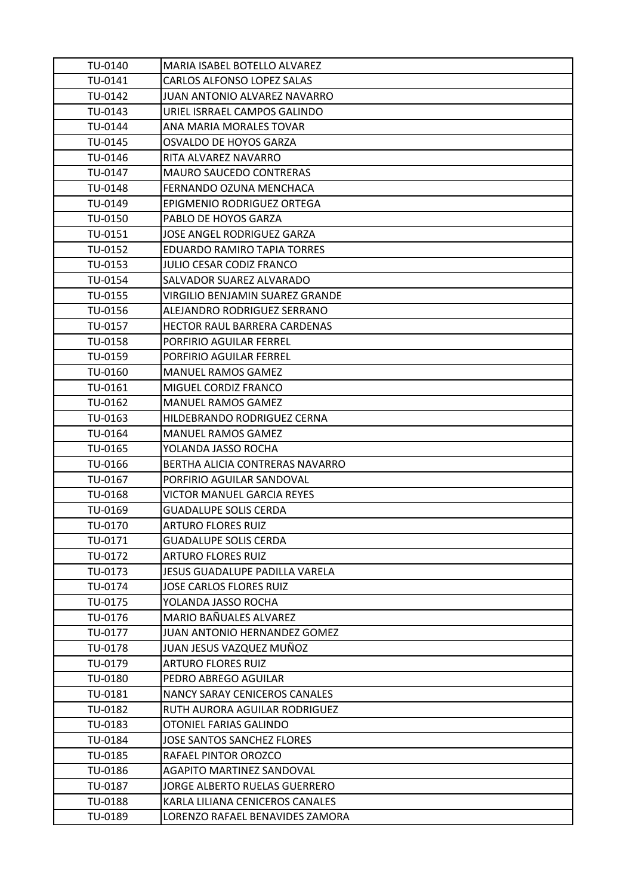| TU-0140 | MARIA ISABEL BOTELLO ALVAREZ |
|---|---|
| TU-0141 | CARLOS ALFONSO LOPEZ SALAS |
| TU-0142 | JUAN ANTONIO ALVAREZ NAVARRO |
| TU-0143 | URIEL ISRRAEL CAMPOS GALINDO |
| TU-0144 | ANA MARIA MORALES TOVAR |
| TU-0145 | OSVALDO DE HOYOS GARZA |
| TU-0146 | RITA ALVAREZ NAVARRO |
| TU-0147 | MAURO SAUCEDO CONTRERAS |
| TU-0148 | FERNANDO OZUNA MENCHACA |
| TU-0149 | EPIGMENIO RODRIGUEZ ORTEGA |
| TU-0150 | PABLO DE HOYOS GARZA |
| TU-0151 | JOSE ANGEL RODRIGUEZ GARZA |
| TU-0152 | EDUARDO RAMIRO TAPIA TORRES |
| TU-0153 | JULIO CESAR CODIZ FRANCO |
| TU-0154 | SALVADOR SUAREZ ALVARADO |
| TU-0155 | VIRGILIO BENJAMIN SUAREZ GRANDE |
| TU-0156 | ALEJANDRO RODRIGUEZ SERRANO |
| TU-0157 | HECTOR RAUL BARRERA CARDENAS |
| TU-0158 | PORFIRIO AGUILAR FERREL |
| TU-0159 | PORFIRIO AGUILAR FERREL |
| TU-0160 | MANUEL RAMOS GAMEZ |
| TU-0161 | MIGUEL CORDIZ FRANCO |
| TU-0162 | MANUEL RAMOS GAMEZ |
| TU-0163 | HILDEBRANDO RODRIGUEZ CERNA |
| TU-0164 | MANUEL RAMOS GAMEZ |
| TU-0165 | YOLANDA JASSO ROCHA |
| TU-0166 | BERTHA ALICIA CONTRERAS NAVARRO |
| TU-0167 | PORFIRIO AGUILAR SANDOVAL |
| TU-0168 | VICTOR MANUEL GARCIA REYES |
| TU-0169 | GUADALUPE SOLIS CERDA |
| TU-0170 | ARTURO FLORES RUIZ |
| TU-0171 | GUADALUPE SOLIS CERDA |
| TU-0172 | ARTURO FLORES RUIZ |
| TU-0173 | JESUS GUADALUPE PADILLA VARELA |
| TU-0174 | JOSE CARLOS FLORES RUIZ |
| TU-0175 | YOLANDA JASSO ROCHA |
| TU-0176 | MARIO BAÑUALES ALVAREZ |
| TU-0177 | JUAN ANTONIO HERNANDEZ GOMEZ |
| TU-0178 | JUAN JESUS VAZQUEZ MUÑOZ |
| TU-0179 | ARTURO FLORES RUIZ |
| TU-0180 | PEDRO ABREGO AGUILAR |
| TU-0181 | NANCY SARAY CENICEROS CANALES |
| TU-0182 | RUTH AURORA AGUILAR RODRIGUEZ |
| TU-0183 | OTONIEL FARIAS GALINDO |
| TU-0184 | JOSE SANTOS SANCHEZ FLORES |
| TU-0185 | RAFAEL PINTOR OROZCO |
| TU-0186 | AGAPITO MARTINEZ SANDOVAL |
| TU-0187 | JORGE ALBERTO RUELAS GUERRERO |
| TU-0188 | KARLA LILIANA CENICEROS CANALES |
| TU-0189 | LORENZO RAFAEL BENAVIDES ZAMORA |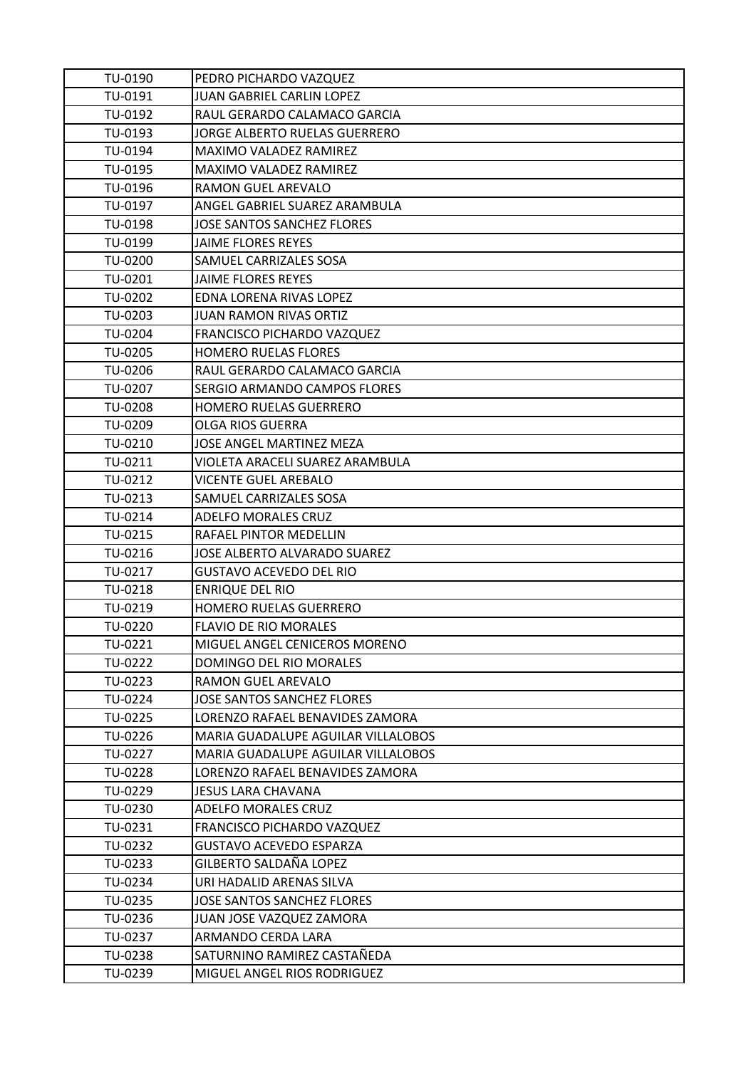| | |
|---|---|
| TU-0190 | PEDRO PICHARDO VAZQUEZ |
| TU-0191 | JUAN GABRIEL CARLIN LOPEZ |
| TU-0192 | RAUL GERARDO CALAMACO GARCIA |
| TU-0193 | JORGE ALBERTO RUELAS GUERRERO |
| TU-0194 | MAXIMO VALADEZ RAMIREZ |
| TU-0195 | MAXIMO VALADEZ RAMIREZ |
| TU-0196 | RAMON GUEL AREVALO |
| TU-0197 | ANGEL GABRIEL SUAREZ ARAMBULA |
| TU-0198 | JOSE SANTOS SANCHEZ FLORES |
| TU-0199 | JAIME FLORES REYES |
| TU-0200 | SAMUEL CARRIZALES SOSA |
| TU-0201 | JAIME FLORES REYES |
| TU-0202 | EDNA LORENA RIVAS LOPEZ |
| TU-0203 | JUAN RAMON RIVAS ORTIZ |
| TU-0204 | FRANCISCO PICHARDO VAZQUEZ |
| TU-0205 | HOMERO RUELAS FLORES |
| TU-0206 | RAUL GERARDO CALAMACO GARCIA |
| TU-0207 | SERGIO ARMANDO CAMPOS FLORES |
| TU-0208 | HOMERO RUELAS GUERRERO |
| TU-0209 | OLGA RIOS GUERRA |
| TU-0210 | JOSE ANGEL MARTINEZ MEZA |
| TU-0211 | VIOLETA ARACELI SUAREZ ARAMBULA |
| TU-0212 | VICENTE GUEL AREBALO |
| TU-0213 | SAMUEL CARRIZALES SOSA |
| TU-0214 | ADELFO MORALES CRUZ |
| TU-0215 | RAFAEL PINTOR MEDELLIN |
| TU-0216 | JOSE ALBERTO ALVARADO SUAREZ |
| TU-0217 | GUSTAVO ACEVEDO DEL RIO |
| TU-0218 | ENRIQUE DEL RIO |
| TU-0219 | HOMERO RUELAS GUERRERO |
| TU-0220 | FLAVIO DE RIO MORALES |
| TU-0221 | MIGUEL ANGEL CENICEROS MORENO |
| TU-0222 | DOMINGO DEL RIO MORALES |
| TU-0223 | RAMON GUEL AREVALO |
| TU-0224 | JOSE SANTOS SANCHEZ FLORES |
| TU-0225 | LORENZO RAFAEL BENAVIDES ZAMORA |
| TU-0226 | MARIA GUADALUPE AGUILAR VILLALOBOS |
| TU-0227 | MARIA GUADALUPE AGUILAR VILLALOBOS |
| TU-0228 | LORENZO RAFAEL BENAVIDES ZAMORA |
| TU-0229 | JESUS LARA CHAVANA |
| TU-0230 | ADELFO MORALES CRUZ |
| TU-0231 | FRANCISCO PICHARDO VAZQUEZ |
| TU-0232 | GUSTAVO ACEVEDO ESPARZA |
| TU-0233 | GILBERTO SALDAÑA LOPEZ |
| TU-0234 | URI HADALID ARENAS SILVA |
| TU-0235 | JOSE SANTOS SANCHEZ FLORES |
| TU-0236 | JUAN JOSE VAZQUEZ ZAMORA |
| TU-0237 | ARMANDO CERDA LARA |
| TU-0238 | SATURNINO RAMIREZ CASTAÑEDA |
| TU-0239 | MIGUEL ANGEL RIOS RODRIGUEZ |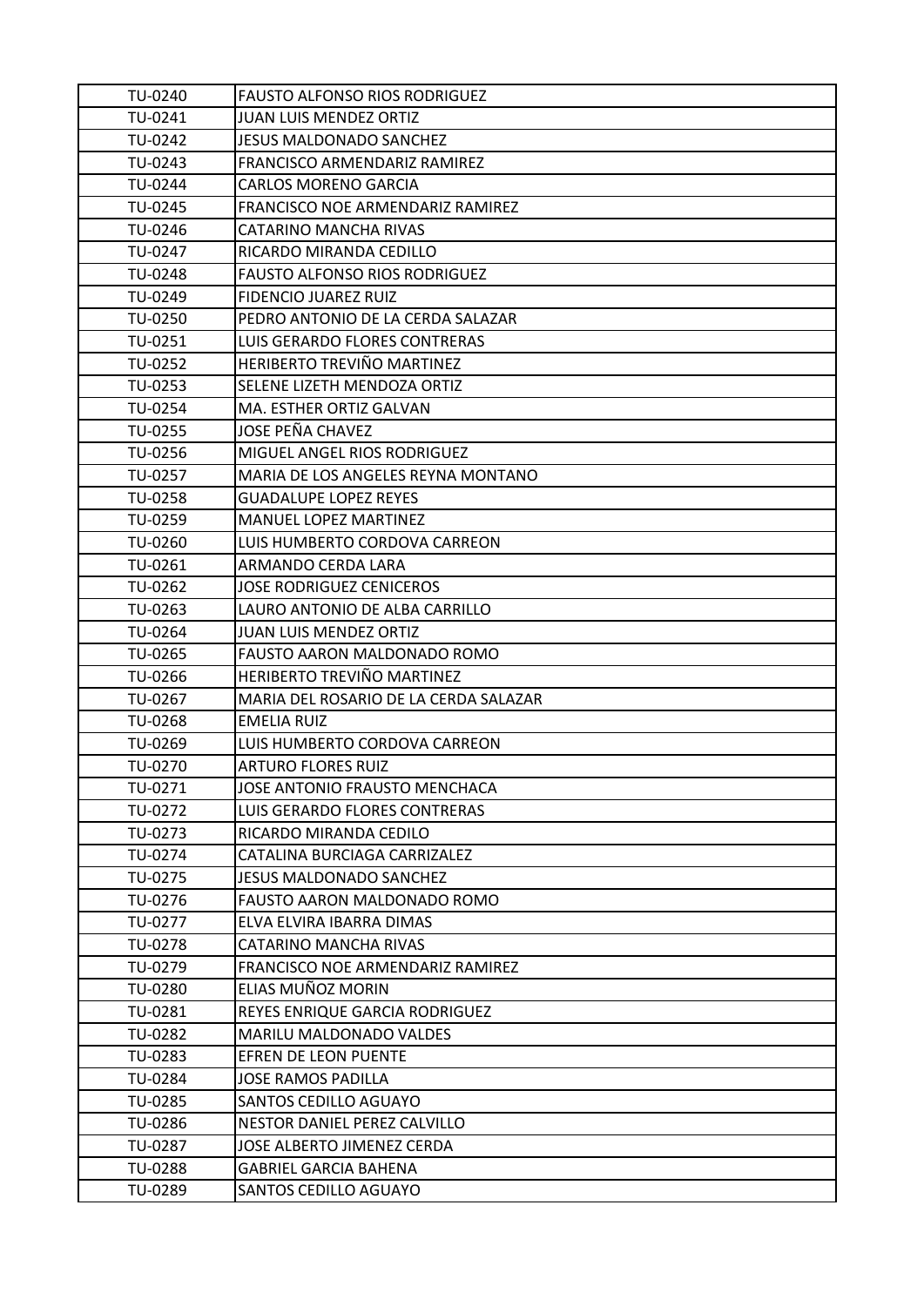| TU-0240 | FAUSTO ALFONSO RIOS RODRIGUEZ |
|---|---|
| TU-0241 | JUAN LUIS MENDEZ ORTIZ |
| TU-0242 | JESUS MALDONADO SANCHEZ |
| TU-0243 | FRANCISCO ARMENDARIZ RAMIREZ |
| TU-0244 | CARLOS MORENO GARCIA |
| TU-0245 | FRANCISCO NOE ARMENDARIZ RAMIREZ |
| TU-0246 | CATARINO MANCHA RIVAS |
| TU-0247 | RICARDO MIRANDA CEDILLO |
| TU-0248 | FAUSTO ALFONSO RIOS RODRIGUEZ |
| TU-0249 | FIDENCIO JUAREZ RUIZ |
| TU-0250 | PEDRO ANTONIO DE LA CERDA SALAZAR |
| TU-0251 | LUIS GERARDO FLORES CONTRERAS |
| TU-0252 | HERIBERTO TREVIÑO MARTINEZ |
| TU-0253 | SELENE LIZETH MENDOZA ORTIZ |
| TU-0254 | MA. ESTHER ORTIZ GALVAN |
| TU-0255 | JOSE PEÑA CHAVEZ |
| TU-0256 | MIGUEL ANGEL RIOS RODRIGUEZ |
| TU-0257 | MARIA DE LOS ANGELES REYNA MONTANO |
| TU-0258 | GUADALUPE LOPEZ REYES |
| TU-0259 | MANUEL LOPEZ MARTINEZ |
| TU-0260 | LUIS HUMBERTO CORDOVA CARREON |
| TU-0261 | ARMANDO CERDA LARA |
| TU-0262 | JOSE RODRIGUEZ CENICEROS |
| TU-0263 | LAURO ANTONIO DE ALBA CARRILLO |
| TU-0264 | JUAN LUIS MENDEZ ORTIZ |
| TU-0265 | FAUSTO AARON MALDONADO ROMO |
| TU-0266 | HERIBERTO TREVIÑO MARTINEZ |
| TU-0267 | MARIA DEL ROSARIO DE LA CERDA SALAZAR |
| TU-0268 | EMELIA RUIZ |
| TU-0269 | LUIS HUMBERTO CORDOVA CARREON |
| TU-0270 | ARTURO FLORES RUIZ |
| TU-0271 | JOSE ANTONIO FRAUSTO MENCHACA |
| TU-0272 | LUIS GERARDO FLORES CONTRERAS |
| TU-0273 | RICARDO MIRANDA CEDILO |
| TU-0274 | CATALINA BURCIAGA CARRIZALEZ |
| TU-0275 | JESUS MALDONADO SANCHEZ |
| TU-0276 | FAUSTO AARON MALDONADO ROMO |
| TU-0277 | ELVA ELVIRA IBARRA DIMAS |
| TU-0278 | CATARINO MANCHA RIVAS |
| TU-0279 | FRANCISCO NOE ARMENDARIZ RAMIREZ |
| TU-0280 | ELIAS MUÑOZ MORIN |
| TU-0281 | REYES ENRIQUE GARCIA RODRIGUEZ |
| TU-0282 | MARILU MALDONADO VALDES |
| TU-0283 | EFREN DE LEON PUENTE |
| TU-0284 | JOSE RAMOS PADILLA |
| TU-0285 | SANTOS CEDILLO AGUAYO |
| TU-0286 | NESTOR DANIEL PEREZ CALVILLO |
| TU-0287 | JOSE ALBERTO JIMENEZ CERDA |
| TU-0288 | GABRIEL GARCIA BAHENA |
| TU-0289 | SANTOS CEDILLO AGUAYO |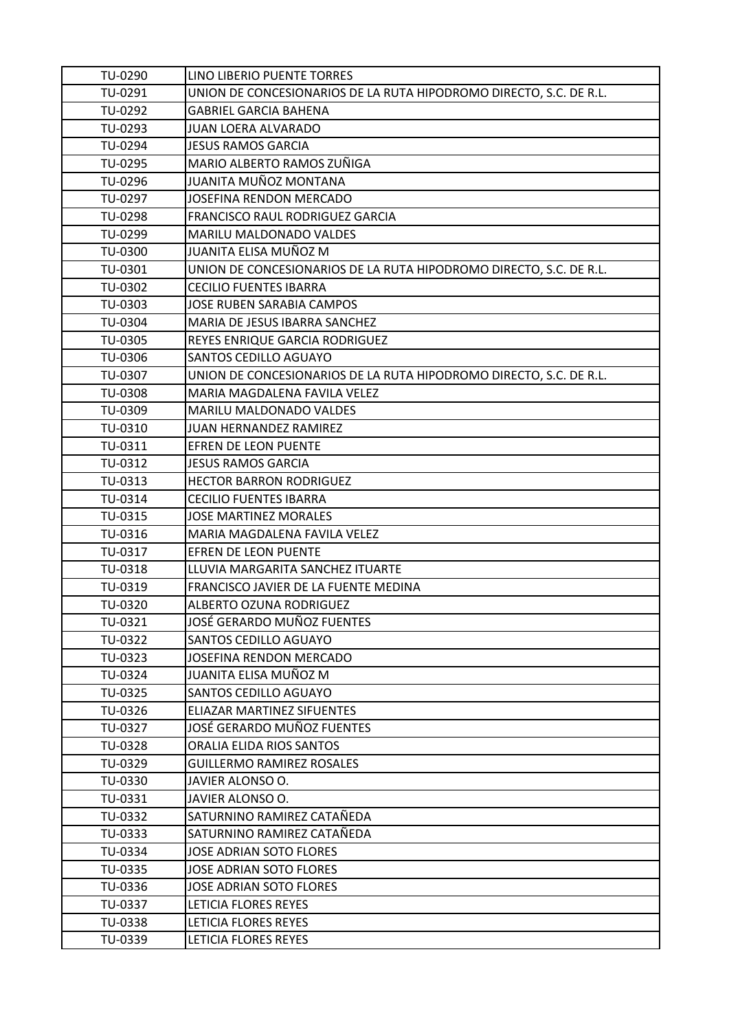| TU-0290 | LINO LIBERIO PUENTE TORRES |
|---|---|
| TU-0291 | UNION DE CONCESIONARIOS DE LA RUTA HIPODROMO DIRECTO, S.C. DE R.L. |
| TU-0292 | GABRIEL GARCIA BAHENA |
| TU-0293 | JUAN LOERA ALVARADO |
| TU-0294 | JESUS RAMOS GARCIA |
| TU-0295 | MARIO ALBERTO RAMOS ZUÑIGA |
| TU-0296 | JUANITA MUÑOZ MONTANA |
| TU-0297 | JOSEFINA RENDON MERCADO |
| TU-0298 | FRANCISCO RAUL RODRIGUEZ GARCIA |
| TU-0299 | MARILU MALDONADO VALDES |
| TU-0300 | JUANITA ELISA MUÑOZ M |
| TU-0301 | UNION DE CONCESIONARIOS DE LA RUTA HIPODROMO DIRECTO, S.C. DE R.L. |
| TU-0302 | CECILIO FUENTES IBARRA |
| TU-0303 | JOSE RUBEN SARABIA CAMPOS |
| TU-0304 | MARIA DE JESUS IBARRA SANCHEZ |
| TU-0305 | REYES ENRIQUE GARCIA RODRIGUEZ |
| TU-0306 | SANTOS CEDILLO AGUAYO |
| TU-0307 | UNION DE CONCESIONARIOS DE LA RUTA HIPODROMO DIRECTO, S.C. DE R.L. |
| TU-0308 | MARIA MAGDALENA FAVILA VELEZ |
| TU-0309 | MARILU MALDONADO VALDES |
| TU-0310 | JUAN HERNANDEZ RAMIREZ |
| TU-0311 | EFREN DE LEON PUENTE |
| TU-0312 | JESUS RAMOS GARCIA |
| TU-0313 | HECTOR BARRON RODRIGUEZ |
| TU-0314 | CECILIO FUENTES IBARRA |
| TU-0315 | JOSE MARTINEZ MORALES |
| TU-0316 | MARIA MAGDALENA FAVILA VELEZ |
| TU-0317 | EFREN DE LEON PUENTE |
| TU-0318 | LLUVIA MARGARITA SANCHEZ ITUARTE |
| TU-0319 | FRANCISCO JAVIER DE LA FUENTE MEDINA |
| TU-0320 | ALBERTO OZUNA RODRIGUEZ |
| TU-0321 | JOSÉ GERARDO MUÑOZ FUENTES |
| TU-0322 | SANTOS CEDILLO AGUAYO |
| TU-0323 | JOSEFINA RENDON MERCADO |
| TU-0324 | JUANITA ELISA MUÑOZ M |
| TU-0325 | SANTOS CEDILLO AGUAYO |
| TU-0326 | ELIAZAR MARTINEZ SIFUENTES |
| TU-0327 | JOSÉ GERARDO MUÑOZ FUENTES |
| TU-0328 | ORALIA ELIDA RIOS SANTOS |
| TU-0329 | GUILLERMO RAMIREZ ROSALES |
| TU-0330 | JAVIER ALONSO O. |
| TU-0331 | JAVIER ALONSO O. |
| TU-0332 | SATURNINO RAMIREZ CATAÑEDA |
| TU-0333 | SATURNINO RAMIREZ CATAÑEDA |
| TU-0334 | JOSE ADRIAN SOTO FLORES |
| TU-0335 | JOSE ADRIAN SOTO FLORES |
| TU-0336 | JOSE ADRIAN SOTO FLORES |
| TU-0337 | LETICIA FLORES REYES |
| TU-0338 | LETICIA FLORES REYES |
| TU-0339 | LETICIA FLORES REYES |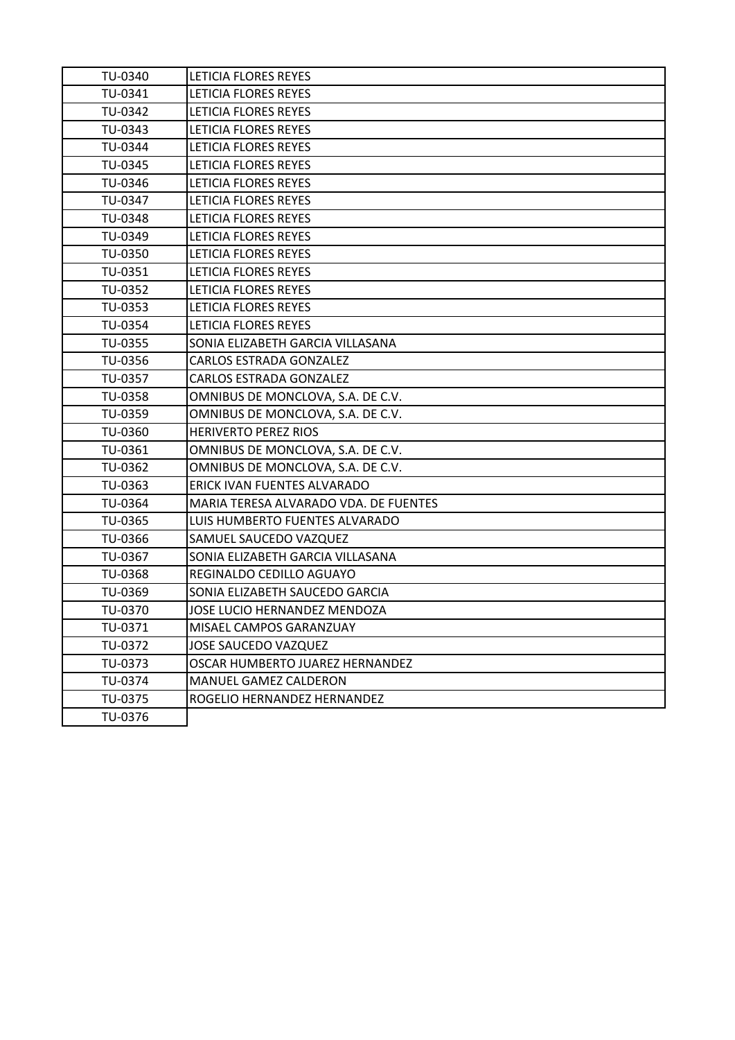| | |
|---|---|
| TU-0340 | LETICIA FLORES REYES |
| TU-0341 | LETICIA FLORES REYES |
| TU-0342 | LETICIA FLORES REYES |
| TU-0343 | LETICIA FLORES REYES |
| TU-0344 | LETICIA FLORES REYES |
| TU-0345 | LETICIA FLORES REYES |
| TU-0346 | LETICIA FLORES REYES |
| TU-0347 | LETICIA FLORES REYES |
| TU-0348 | LETICIA FLORES REYES |
| TU-0349 | LETICIA FLORES REYES |
| TU-0350 | LETICIA FLORES REYES |
| TU-0351 | LETICIA FLORES REYES |
| TU-0352 | LETICIA FLORES REYES |
| TU-0353 | LETICIA FLORES REYES |
| TU-0354 | LETICIA FLORES REYES |
| TU-0355 | SONIA ELIZABETH GARCIA VILLASANA |
| TU-0356 | CARLOS ESTRADA GONZALEZ |
| TU-0357 | CARLOS ESTRADA GONZALEZ |
| TU-0358 | OMNIBUS DE MONCLOVA, S.A. DE C.V. |
| TU-0359 | OMNIBUS DE MONCLOVA, S.A. DE C.V. |
| TU-0360 | HERIVERTO PEREZ RIOS |
| TU-0361 | OMNIBUS DE MONCLOVA, S.A. DE C.V. |
| TU-0362 | OMNIBUS DE MONCLOVA, S.A. DE C.V. |
| TU-0363 | ERICK IVAN FUENTES ALVARADO |
| TU-0364 | MARIA TERESA ALVARADO VDA. DE FUENTES |
| TU-0365 | LUIS HUMBERTO FUENTES ALVARADO |
| TU-0366 | SAMUEL SAUCEDO VAZQUEZ |
| TU-0367 | SONIA ELIZABETH GARCIA VILLASANA |
| TU-0368 | REGINALDO CEDILLO AGUAYO |
| TU-0369 | SONIA ELIZABETH SAUCEDO GARCIA |
| TU-0370 | JOSE LUCIO HERNANDEZ MENDOZA |
| TU-0371 | MISAEL CAMPOS GARANZUAY |
| TU-0372 | JOSE SAUCEDO VAZQUEZ |
| TU-0373 | OSCAR HUMBERTO JUAREZ HERNANDEZ |
| TU-0374 | MANUEL GAMEZ CALDERON |
| TU-0375 | ROGELIO HERNANDEZ HERNANDEZ |
| TU-0376 | |